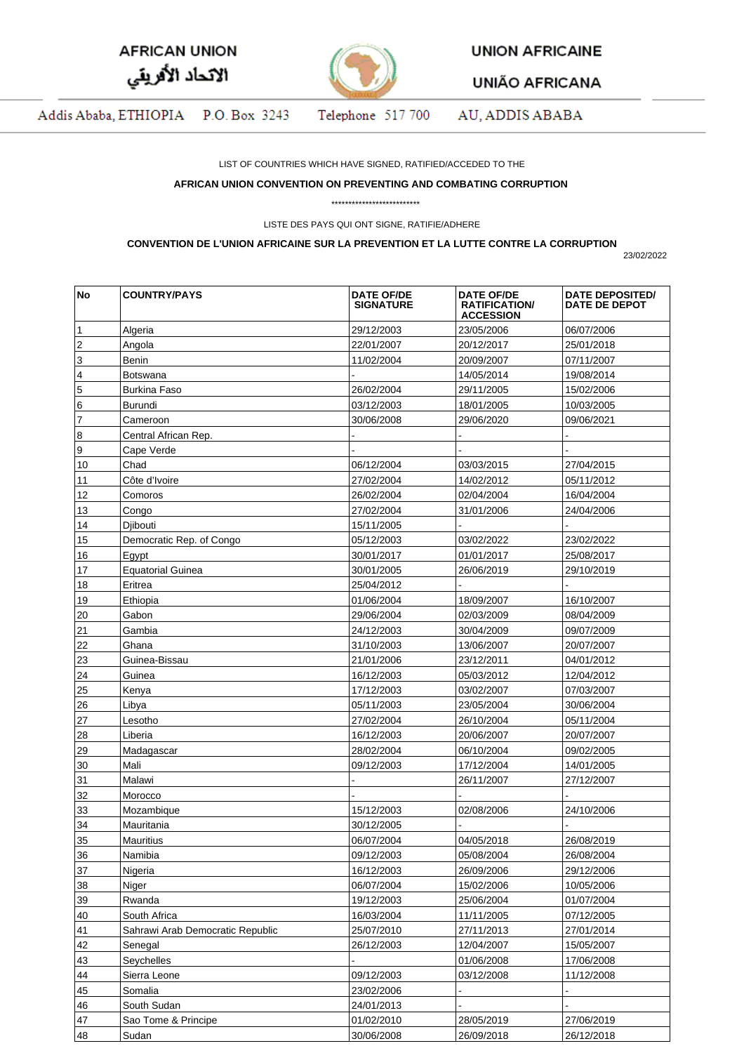AFRICAN UNION
الاتحاد الأفريقي

UNION AFRICAINE

UNIÃO AFRICANA

Addis Ababa, ETHIOPIA P.O. Box 3243 Telephone 517 700 AU, ADDIS ABABA

LIST OF COUNTRIES WHICH HAVE SIGNED, RATIFIED/ACCEDED TO THE

**AFRICAN UNION CONVENTION ON PREVENTING AND COMBATING CORRUPTION**

*************************

LISTE DES PAYS QUI ONT SIGNE, RATIFIE/ADHERE

**CONVENTION DE L'UNION AFRICAINE SUR LA PREVENTION ET LA LUTTE CONTRE LA CORRUPTION**

23/02/2022

| No | COUNTRY/PAYS | DATE OF/DE SIGNATURE | DATE OF/DE RATIFICATION/ ACCESSION | DATE DEPOSITED/ DATE DE DEPOT |
|---|---|---|---|---|
| 1 | Algeria | 29/12/2003 | 23/05/2006 | 06/07/2006 |
| 2 | Angola | 22/01/2007 | 20/12/2017 | 25/01/2018 |
| 3 | Benin | 11/02/2004 | 20/09/2007 | 07/11/2007 |
| 4 | Botswana | - | 14/05/2014 | 19/08/2014 |
| 5 | Burkina Faso | 26/02/2004 | 29/11/2005 | 15/02/2006 |
| 6 | Burundi | 03/12/2003 | 18/01/2005 | 10/03/2005 |
| 7 | Cameroon | 30/06/2008 | 29/06/2020 | 09/06/2021 |
| 8 | Central African Rep. | - | - | - |
| 9 | Cape Verde | - | - | - |
| 10 | Chad | 06/12/2004 | 03/03/2015 | 27/04/2015 |
| 11 | Côte d'Ivoire | 27/02/2004 | 14/02/2012 | 05/11/2012 |
| 12 | Comoros | 26/02/2004 | 02/04/2004 | 16/04/2004 |
| 13 | Congo | 27/02/2004 | 31/01/2006 | 24/04/2006 |
| 14 | Djibouti | 15/11/2005 | - | - |
| 15 | Democratic Rep. of Congo | 05/12/2003 | 03/02/2022 | 23/02/2022 |
| 16 | Egypt | 30/01/2017 | 01/01/2017 | 25/08/2017 |
| 17 | Equatorial Guinea | 30/01/2005 | 26/06/2019 | 29/10/2019 |
| 18 | Eritrea | 25/04/2012 | - | - |
| 19 | Ethiopia | 01/06/2004 | 18/09/2007 | 16/10/2007 |
| 20 | Gabon | 29/06/2004 | 02/03/2009 | 08/04/2009 |
| 21 | Gambia | 24/12/2003 | 30/04/2009 | 09/07/2009 |
| 22 | Ghana | 31/10/2003 | 13/06/2007 | 20/07/2007 |
| 23 | Guinea-Bissau | 21/01/2006 | 23/12/2011 | 04/01/2012 |
| 24 | Guinea | 16/12/2003 | 05/03/2012 | 12/04/2012 |
| 25 | Kenya | 17/12/2003 | 03/02/2007 | 07/03/2007 |
| 26 | Libya | 05/11/2003 | 23/05/2004 | 30/06/2004 |
| 27 | Lesotho | 27/02/2004 | 26/10/2004 | 05/11/2004 |
| 28 | Liberia | 16/12/2003 | 20/06/2007 | 20/07/2007 |
| 29 | Madagascar | 28/02/2004 | 06/10/2004 | 09/02/2005 |
| 30 | Mali | 09/12/2003 | 17/12/2004 | 14/01/2005 |
| 31 | Malawi | - | 26/11/2007 | 27/12/2007 |
| 32 | Morocco | - | - | - |
| 33 | Mozambique | 15/12/2003 | 02/08/2006 | 24/10/2006 |
| 34 | Mauritania | 30/12/2005 | - | - |
| 35 | Mauritius | 06/07/2004 | 04/05/2018 | 26/08/2019 |
| 36 | Namibia | 09/12/2003 | 05/08/2004 | 26/08/2004 |
| 37 | Nigeria | 16/12/2003 | 26/09/2006 | 29/12/2006 |
| 38 | Niger | 06/07/2004 | 15/02/2006 | 10/05/2006 |
| 39 | Rwanda | 19/12/2003 | 25/06/2004 | 01/07/2004 |
| 40 | South Africa | 16/03/2004 | 11/11/2005 | 07/12/2005 |
| 41 | Sahrawi Arab Democratic Republic | 25/07/2010 | 27/11/2013 | 27/01/2014 |
| 42 | Senegal | 26/12/2003 | 12/04/2007 | 15/05/2007 |
| 43 | Seychelles | - | 01/06/2008 | 17/06/2008 |
| 44 | Sierra Leone | 09/12/2003 | 03/12/2008 | 11/12/2008 |
| 45 | Somalia | 23/02/2006 | - | - |
| 46 | South Sudan | 24/01/2013 | - | - |
| 47 | Sao Tome & Principe | 01/02/2010 | 28/05/2019 | 27/06/2019 |
| 48 | Sudan | 30/06/2008 | 26/09/2018 | 26/12/2018 |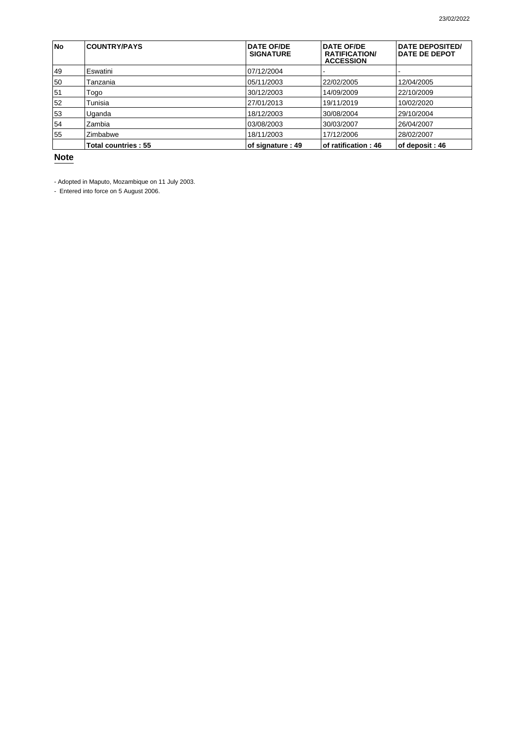| No | COUNTRY/PAYS | DATE OF/DE SIGNATURE | DATE OF/DE RATIFICATION/ ACCESSION | DATE DEPOSITED/ DATE DE DEPOT |
|---|---|---|---|---|
| 49 | Eswatini | 07/12/2004 | - | - |
| 50 | Tanzania | 05/11/2003 | 22/02/2005 | 12/04/2005 |
| 51 | Togo | 30/12/2003 | 14/09/2009 | 22/10/2009 |
| 52 | Tunisia | 27/01/2013 | 19/11/2019 | 10/02/2020 |
| 53 | Uganda | 18/12/2003 | 30/08/2004 | 29/10/2004 |
| 54 | Zambia | 03/08/2003 | 30/03/2007 | 26/04/2007 |
| 55 | Zimbabwe | 18/11/2003 | 17/12/2006 | 28/02/2007 |
| | **Total countries : 55** | **of signature : 49** | **of ratification : 46** | **of deposit : 46** |

## Note

- Adopted in Maputo, Mozambique on 11 July 2003.
- Entered into force on 5 August 2006.